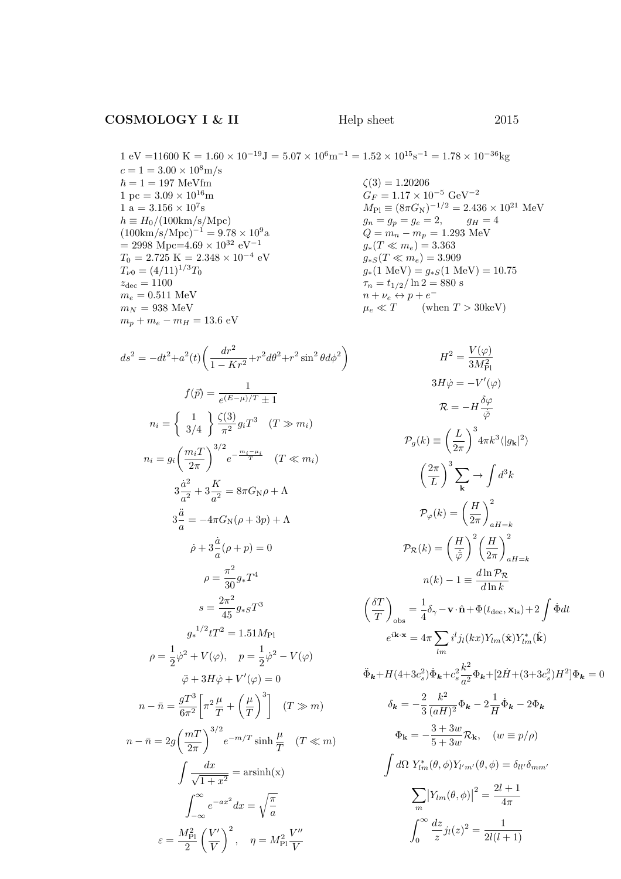**COSMOLOGY I & II** Help sheet 2015

1 eV =11600 K = $1.60 \times 10^{-19}$J = $5.07 \times 10^{6}$m$^{-1}$ = $1.52 \times 10^{15}$s$^{-1}$ = $1.78 \times 10^{-36}$kg

$c = 1 = 3.00 \times 10^{8}$m/s

$\hbar = 1 = 197$ MeVfm

1 pc = $3.09 \times 10^{16}$m

1 a = $3.156 \times 10^{7}$s

$h \equiv H_0/(100\text{km/s/Mpc})$

$(100\text{km/s/Mpc})^{-1} = 9.78 \times 10^{9}$a

= 2998 Mpc=$4.69 \times 10^{32}$ eV$^{-1}$

$T_0 = 2.725$ K = $2.348 \times 10^{-4}$ eV

$T_{\nu 0} = (4/11)^{1/3} T_0$

$z_{\rm dec} = 1100$

$m_e = 0.511$ MeV

$m_N = 938$ MeV

$m_p + m_e - m_H = 13.6$ eV

$\zeta(3) = 1.20206$

$G_F = 1.17 \times 10^{-5}$ GeV$^{-2}$

$M_{\rm Pl} \equiv (8\pi G_{\rm N})^{-1/2} = 2.436 \times 10^{21}$ MeV

$g_n = g_p = g_e = 2, \qquad g_H = 4$

$Q = m_n - m_p = 1.293$ MeV

$g_*(T \ll m_e) = 3.363$

$g_{*S}(T \ll m_e) = 3.909$

$g_*(1\text{ MeV}) = g_{*S}(1\text{ MeV}) = 10.75$

$\tau_n = t_{1/2}/\ln 2 = 880$ s

$n + \nu_e \leftrightarrow p + e^-$

$\mu_e \ll T$ (when $T > 30$keV)

$$ds^2 = -dt^2 + a^2(t)\left(\frac{dr^2}{1-Kr^2} + r^2 d\theta^2 + r^2 \sin^2\theta d\phi^2\right)$$

$$f(\vec{p}) = \frac{1}{e^{(E-\mu)/T} \pm 1}$$

$$n_i = \left\{ \begin{array}{c} 1 \\ 3/4 \end{array} \right\} \frac{\zeta(3)}{\pi^2} g_i T^3 \quad (T \gg m_i)$$

$$n_i = g_i \left(\frac{m_i T}{2\pi}\right)^{3/2} e^{-\frac{m_i - \mu_i}{T}} \quad (T \ll m_i)$$

$$3\frac{\dot{a}^2}{a^2} + 3\frac{K}{a^2} = 8\pi G_{\rm N}\rho + \Lambda$$

$$3\frac{\ddot{a}}{a} = -4\pi G_{\rm N}(\rho + 3p) + \Lambda$$

$$\dot{\rho} + 3\frac{\dot{a}}{a}(\rho + p) = 0$$

$$\rho = \frac{\pi^2}{30} g_* T^4$$

$$s = \frac{2\pi^2}{45} g_{*S} T^3$$

$$g_*^{1/2} t T^2 = 1.51 M_{\rm Pl}$$

$$\rho = \frac{1}{2}\dot{\varphi}^2 + V(\varphi), \quad p = \frac{1}{2}\dot{\varphi}^2 - V(\varphi)$$

$$\ddot{\varphi} + 3H\dot{\varphi} + V'(\varphi) = 0$$

$$n - \bar{n} = \frac{gT^3}{6\pi^2}\left[\pi^2 \frac{\mu}{T} + \left(\frac{\mu}{T}\right)^3\right] \quad (T \gg m)$$

$$n - \bar{n} = 2g\left(\frac{mT}{2\pi}\right)^{3/2} e^{-m/T} \sinh\frac{\mu}{T} \quad (T \ll m)$$

$$\int \frac{dx}{\sqrt{1+x^2}} = \text{arsinh(x)}$$

$$\int_{-\infty}^{\infty} e^{-ax^2} dx = \sqrt{\frac{\pi}{a}}$$

$$\varepsilon = \frac{M_{\rm Pl}^2}{2}\left(\frac{V'}{V}\right)^2, \quad \eta = M_{\rm Pl}^2 \frac{V''}{V}$$

$$H^2 = \frac{V(\varphi)}{3M_{\rm Pl}^2}$$

$$3H\dot{\varphi} = -V'(\varphi)$$

$$\mathcal{R} = -H\frac{\delta\varphi}{\dot{\bar{\varphi}}}$$

$$\mathcal{P}_g(k) \equiv \left(\frac{L}{2\pi}\right)^3 4\pi k^3 \langle |g_{\mathbf{k}}|^2 \rangle$$

$$\left(\frac{2\pi}{L}\right)^3 \sum_{\mathbf{k}} \rightarrow \int d^3k$$

$$\mathcal{P}_\varphi(k) = \left(\frac{H}{2\pi}\right)^2_{aH=k}$$

$$\mathcal{P}_{\mathcal{R}}(k) = \left(\frac{H}{\dot{\bar{\varphi}}}\right)^2 \left(\frac{H}{2\pi}\right)^2_{aH=k}$$

$$n(k) - 1 \equiv \frac{d\ln \mathcal{P}_{\mathcal{R}}}{d\ln k}$$

$$\left(\frac{\delta T}{T}\right)_{\rm obs} = \frac{1}{4}\delta_\gamma - \mathbf{v}\cdot\hat{\mathbf{n}} + \Phi(t_{\rm dec}, \mathbf{x}_{\rm ls}) + 2\int \dot{\Phi} dt$$

$$e^{i\mathbf{k}\cdot\mathbf{x}} = 4\pi \sum_{lm} i^l j_l(kx) Y_{lm}(\hat{\mathbf{x}}) Y^*_{lm}(\hat{\mathbf{k}})$$

$$\ddot{\Phi}_{\boldsymbol{k}} + H(4+3c_s^2)\dot{\Phi}_{\boldsymbol{k}} + c_s^2 \frac{k^2}{a^2}\Phi_{\boldsymbol{k}} + [2\dot{H} + (3+3c_s^2)H^2]\Phi_{\boldsymbol{k}} = 0$$

$$\delta_{\boldsymbol{k}} = -\frac{2}{3}\frac{k^2}{(aH)^2}\Phi_{\boldsymbol{k}} - 2\frac{1}{H}\dot{\Phi}_{\boldsymbol{k}} - 2\Phi_{\boldsymbol{k}}$$

$$\Phi_{\boldsymbol{k}} = -\frac{3+3w}{5+3w}\mathcal{R}_{\boldsymbol{k}}, \quad (w \equiv p/\rho)$$

$$\int d\Omega\, Y^*_{lm}(\theta,\phi) Y_{l'm'}(\theta,\phi) = \delta_{ll'}\delta_{mm'}$$

$$\sum_m \left|Y_{lm}(\theta,\phi)\right|^2 = \frac{2l+1}{4\pi}$$

$$\int_0^\infty \frac{dz}{z} j_l(z)^2 = \frac{1}{2l(l+1)}$$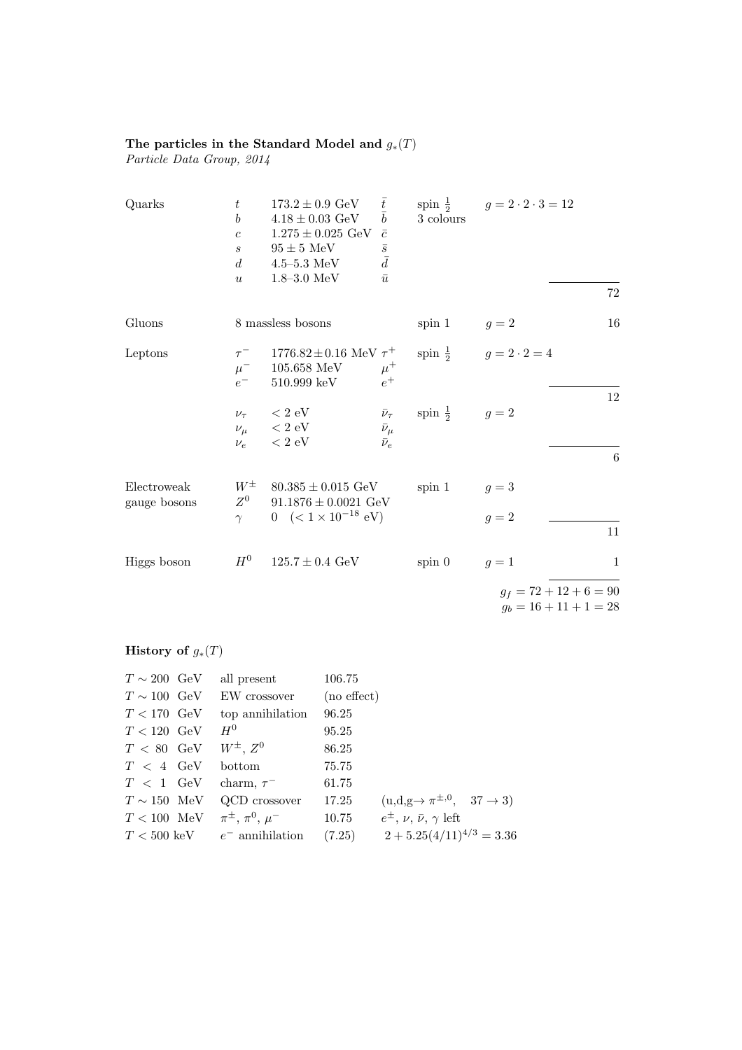**The particles in the Standard Model and $g_*(T)$**
*Particle Data Group, 2014*

| | | | | | | |
|---|---|---|---|---|---|---|
| Quarks | $t$ | $173.2 \pm 0.9$ GeV | $\bar{t}$ | spin $\frac{1}{2}$ | $g = 2 \cdot 2 \cdot 3 = 12$ | |
| | $b$ | $4.18 \pm 0.03$ GeV | $\bar{b}$ | 3 colours | | |
| | $c$ | $1.275 \pm 0.025$ GeV | $\bar{c}$ | | | |
| | $s$ | $95 \pm 5$ MeV | $\bar{s}$ | | | |
| | $d$ | 4.5–5.3 MeV | $\bar{d}$ | | | |
| | $u$ | 1.8–3.0 MeV | $\bar{u}$ | | | |
| | | | | | | 72 |
| Gluons | 8 massless bosons | | | spin 1 | $g = 2$ | 16 |
| Leptons | $\tau^-$ | $1776.82 \pm 0.16$ MeV | $\tau^+$ | spin $\frac{1}{2}$ | $g = 2 \cdot 2 = 4$ | |
| | $\mu^-$ | 105.658 MeV | $\mu^+$ | | | |
| | $e^-$ | 510.999 keV | $e^+$ | | | |
| | | | | | | 12 |
| | $\nu_\tau$ | $< 2$ eV | $\bar{\nu}_\tau$ | spin $\frac{1}{2}$ | $g = 2$ | |
| | $\nu_\mu$ | $< 2$ eV | $\bar{\nu}_\mu$ | | | |
| | $\nu_e$ | $< 2$ eV | $\bar{\nu}_e$ | | | |
| | | | | | | 6 |
| Electroweak gauge bosons | $W^\pm$ | $80.385 \pm 0.015$ GeV | | spin 1 | $g = 3$ | |
| | $Z^0$ | $91.1876 \pm 0.0021$ GeV | | | | |
| | $\gamma$ | $0 \quad (< 1 \times 10^{-18}$ eV) | | | $g = 2$ | |
| | | | | | | 11 |
| Higgs boson | $H^0$ | $125.7 \pm 0.4$ GeV | | spin 0 | $g = 1$ | 1 |

$g_f = 72 + 12 + 6 = 90$
$g_b = 16 + 11 + 1 = 28$

**History of $g_*(T)$**

| | | | |
|---|---|---|---|
| $T \sim 200$ GeV | all present | 106.75 | |
| $T \sim 100$ GeV | EW crossover | (no effect) | |
| $T < 170$ GeV | top annihilation | 96.25 | |
| $T < 120$ GeV | $H^0$ | 95.25 | |
| $T < 80$ GeV | $W^\pm$, $Z^0$ | 86.25 | |
| $T < 4$ GeV | bottom | 75.75 | |
| $T < 1$ GeV | charm, $\tau^-$ | 61.75 | |
| $T \sim 150$ MeV | QCD crossover | 17.25 | (u,d,g$\to \pi^{\pm,0}$, $\quad 37 \to 3$) |
| $T < 100$ MeV | $\pi^\pm$, $\pi^0$, $\mu^-$ | 10.75 | $e^\pm$, $\nu$, $\bar{\nu}$, $\gamma$ left |
| $T < 500$ keV | $e^-$ annihilation | (7.25) | $2 + 5.25(4/11)^{4/3} = 3.36$ |